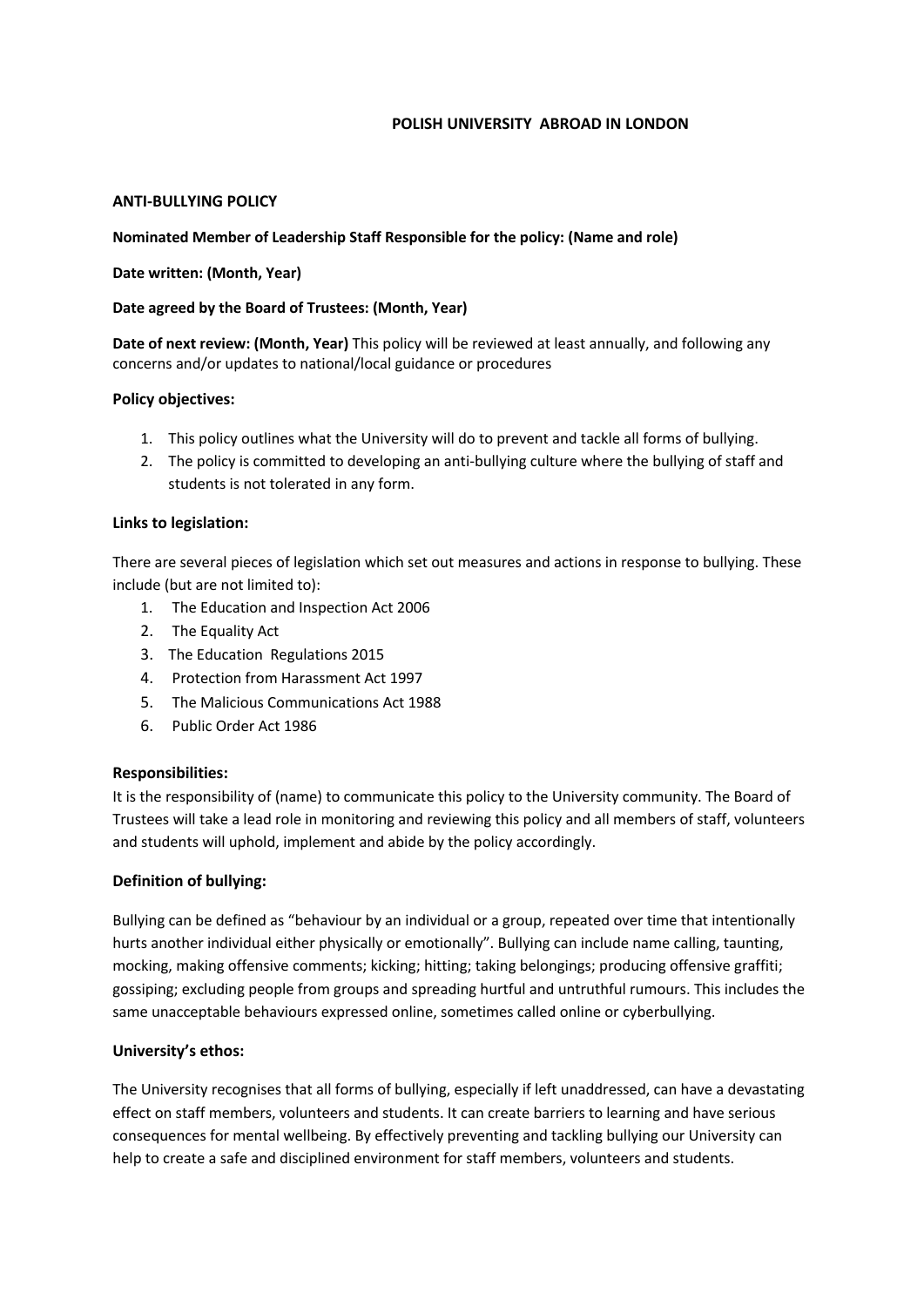# POLISH UNIVERSITY ABROAD IN LONDON

## ANTI-BULLYING POLICY

**Nominated Member of Leadership Staff Responsible for the policy: (Name and role)**

**Date written: (Month, Year)**

**Date agreed by the Board of Trustees: (Month, Year)**

**Date of next review: (Month, Year)** This policy will be reviewed at least annually, and following any concerns and/or updates to national/local guidance or procedures

### Policy objectives:

1. This policy outlines what the University will do to prevent and tackle all forms of bullying.
2. The policy is committed to developing an anti-bullying culture where the bullying of staff and students is not tolerated in any form.

### Links to legislation:

There are several pieces of legislation which set out measures and actions in response to bullying. These include (but are not limited to):

1. The Education and Inspection Act 2006
2. The Equality Act
3. The Education Regulations 2015
4. Protection from Harassment Act 1997
5. The Malicious Communications Act 1988
6. Public Order Act 1986

### Responsibilities:

It is the responsibility of (name) to communicate this policy to the University community. The Board of Trustees will take a lead role in monitoring and reviewing this policy and all members of staff, volunteers and students will uphold, implement and abide by the policy accordingly.

### Definition of bullying:

Bullying can be defined as "behaviour by an individual or a group, repeated over time that intentionally hurts another individual either physically or emotionally". Bullying can include name calling, taunting, mocking, making offensive comments; kicking; hitting; taking belongings; producing offensive graffiti; gossiping; excluding people from groups and spreading hurtful and untruthful rumours. This includes the same unacceptable behaviours expressed online, sometimes called online or cyberbullying.

### University's ethos:

The University recognises that all forms of bullying, especially if left unaddressed, can have a devastating effect on staff members, volunteers and students. It can create barriers to learning and have serious consequences for mental wellbeing. By effectively preventing and tackling bullying our University can help to create a safe and disciplined environment for staff members, volunteers and students.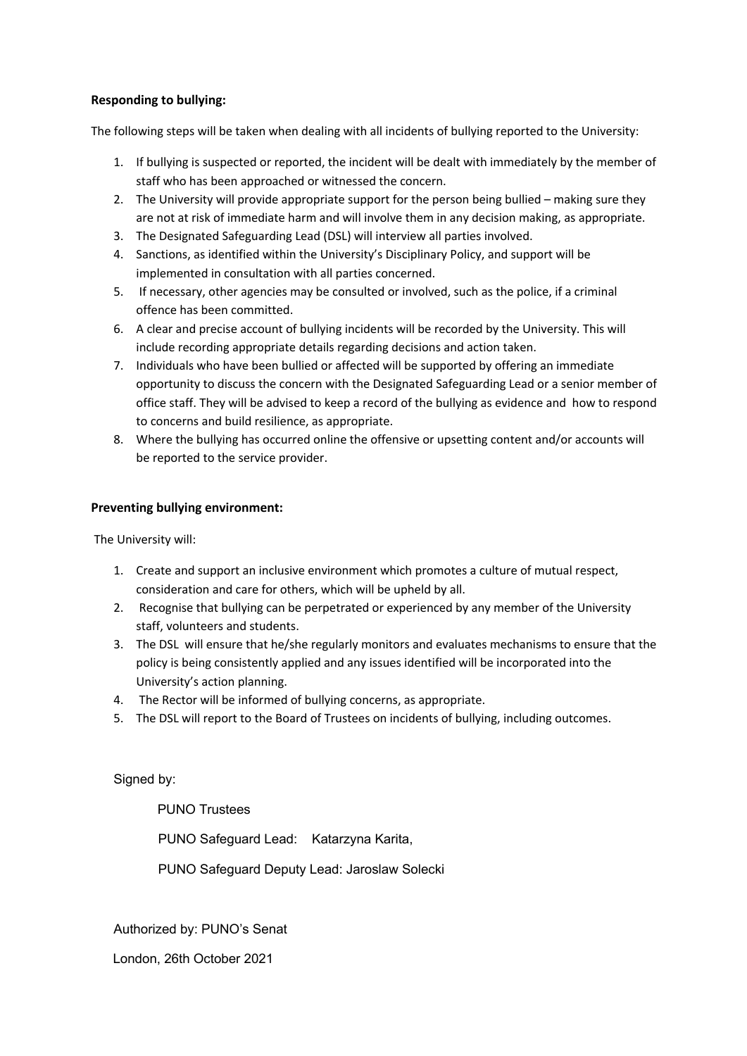**Responding to bullying:**

The following steps will be taken when dealing with all incidents of bullying reported to the University:

1. If bullying is suspected or reported, the incident will be dealt with immediately by the member of staff who has been approached or witnessed the concern.
2. The University will provide appropriate support for the person being bullied – making sure they are not at risk of immediate harm and will involve them in any decision making, as appropriate.
3. The Designated Safeguarding Lead (DSL) will interview all parties involved.
4. Sanctions, as identified within the University's Disciplinary Policy, and support will be implemented in consultation with all parties concerned.
5. If necessary, other agencies may be consulted or involved, such as the police, if a criminal offence has been committed.
6. A clear and precise account of bullying incidents will be recorded by the University. This will include recording appropriate details regarding decisions and action taken.
7. Individuals who have been bullied or affected will be supported by offering an immediate opportunity to discuss the concern with the Designated Safeguarding Lead or a senior member of office staff. They will be advised to keep a record of the bullying as evidence and how to respond to concerns and build resilience, as appropriate.
8. Where the bullying has occurred online the offensive or upsetting content and/or accounts will be reported to the service provider.

**Preventing bullying environment:**

The University will:

1. Create and support an inclusive environment which promotes a culture of mutual respect, consideration and care for others, which will be upheld by all.
2. Recognise that bullying can be perpetrated or experienced by any member of the University staff, volunteers and students.
3. The DSL will ensure that he/she regularly monitors and evaluates mechanisms to ensure that the policy is being consistently applied and any issues identified will be incorporated into the University's action planning.
4. The Rector will be informed of bullying concerns, as appropriate.
5. The DSL will report to the Board of Trustees on incidents of bullying, including outcomes.

Signed by:

PUNO Trustees

PUNO Safeguard Lead: Katarzyna Karita,

PUNO Safeguard Deputy Lead: Jaroslaw Solecki

Authorized by: PUNO's Senat

London, 26th October 2021